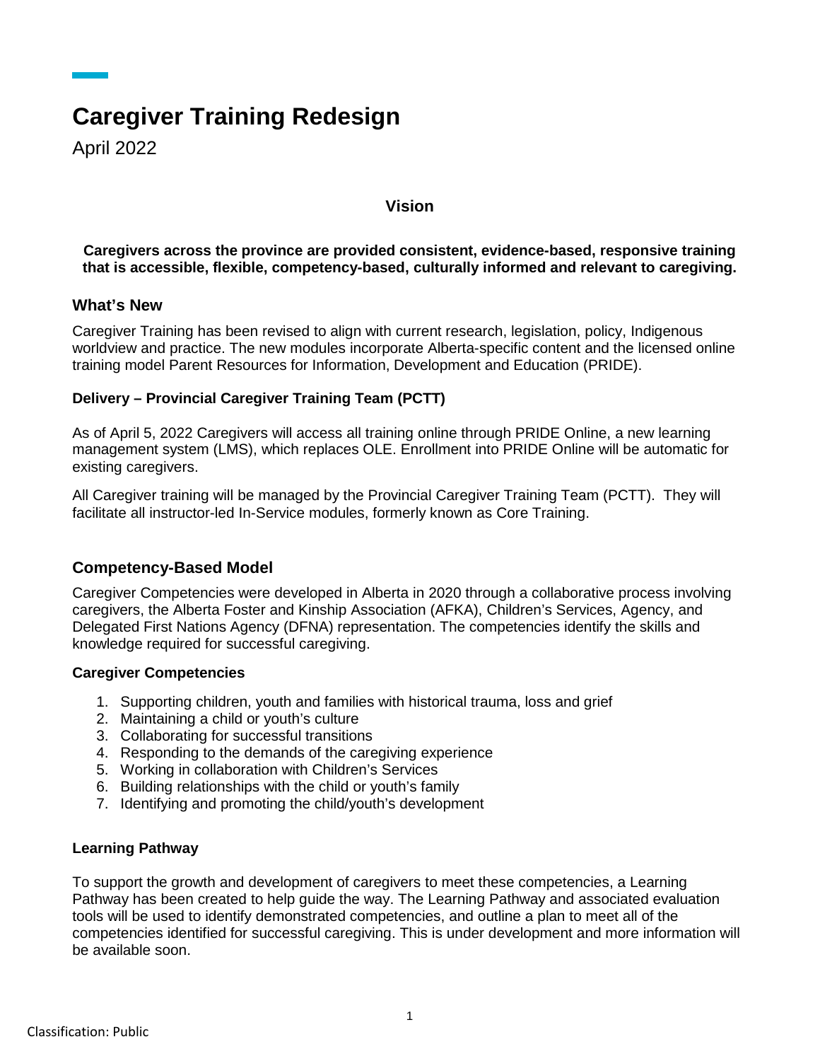# Caregiver Training Redesign

April 2022

## Vision

**Caregivers across the province are provided consistent, evidence-based, responsive training that is accessible, flexible, competency-based, culturally informed and relevant to caregiving.**

## What's New

Caregiver Training has been revised to align with current research, legislation, policy, Indigenous worldview and practice. The new modules incorporate Alberta-specific content and the licensed online training model Parent Resources for Information, Development and Education (PRIDE).

### Delivery – Provincial Caregiver Training Team (PCTT)

As of April 5, 2022 Caregivers will access all training online through PRIDE Online, a new learning management system (LMS), which replaces OLE. Enrollment into PRIDE Online will be automatic for existing caregivers.

All Caregiver training will be managed by the Provincial Caregiver Training Team (PCTT). They will facilitate all instructor-led In-Service modules, formerly known as Core Training.

## Competency-Based Model

Caregiver Competencies were developed in Alberta in 2020 through a collaborative process involving caregivers, the Alberta Foster and Kinship Association (AFKA), Children's Services, Agency, and Delegated First Nations Agency (DFNA) representation. The competencies identify the skills and knowledge required for successful caregiving.

### Caregiver Competencies

1. Supporting children, youth and families with historical trauma, loss and grief
2. Maintaining a child or youth's culture
3. Collaborating for successful transitions
4. Responding to the demands of the caregiving experience
5. Working in collaboration with Children's Services
6. Building relationships with the child or youth's family
7. Identifying and promoting the child/youth's development

### Learning Pathway

To support the growth and development of caregivers to meet these competencies, a Learning Pathway has been created to help guide the way. The Learning Pathway and associated evaluation tools will be used to identify demonstrated competencies, and outline a plan to meet all of the competencies identified for successful caregiving. This is under development and more information will be available soon.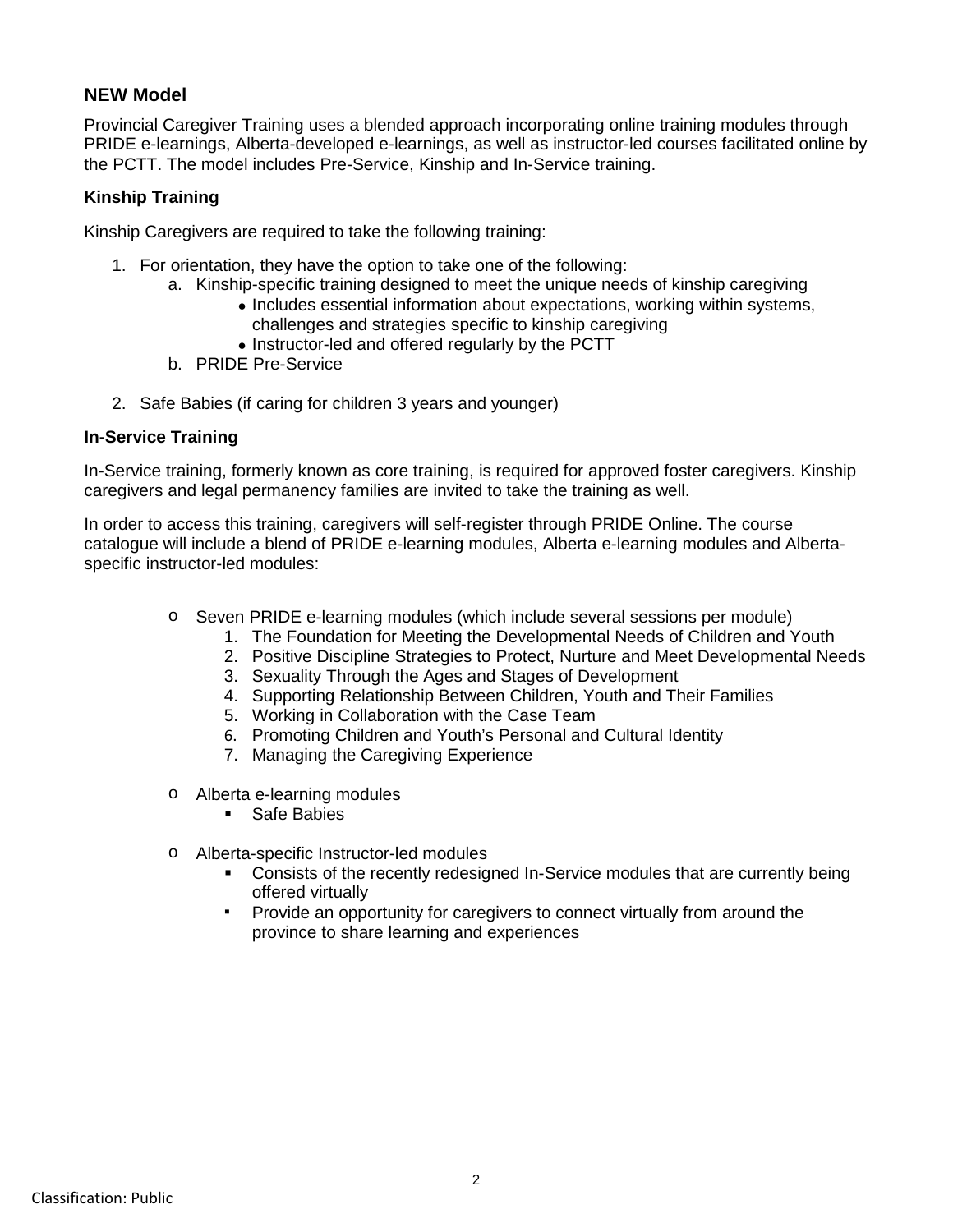## NEW Model

Provincial Caregiver Training uses a blended approach incorporating online training modules through PRIDE e-learnings, Alberta-developed e-learnings, as well as instructor-led courses facilitated online by the PCTT. The model includes Pre-Service, Kinship and In-Service training.

### Kinship Training

Kinship Caregivers are required to take the following training:

1. For orientation, they have the option to take one of the following:
   a. Kinship-specific training designed to meet the unique needs of kinship caregiving
      - Includes essential information about expectations, working within systems, challenges and strategies specific to kinship caregiving
      - Instructor-led and offered regularly by the PCTT

   b. PRIDE Pre-Service

2. Safe Babies (if caring for children 3 years and younger)

### In-Service Training

In-Service training, formerly known as core training, is required for approved foster caregivers. Kinship caregivers and legal permanency families are invited to take the training as well.

In order to access this training, caregivers will self-register through PRIDE Online. The course catalogue will include a blend of PRIDE e-learning modules, Alberta e-learning modules and Alberta-specific instructor-led modules:

- Seven PRIDE e-learning modules (which include several sessions per module)
  1. The Foundation for Meeting the Developmental Needs of Children and Youth
  2. Positive Discipline Strategies to Protect, Nurture and Meet Developmental Needs
  3. Sexuality Through the Ages and Stages of Development
  4. Supporting Relationship Between Children, Youth and Their Families
  5. Working in Collaboration with the Case Team
  6. Promoting Children and Youth's Personal and Cultural Identity
  7. Managing the Caregiving Experience

- Alberta e-learning modules
  - Safe Babies

- Alberta-specific Instructor-led modules
  - Consists of the recently redesigned In-Service modules that are currently being offered virtually
  - Provide an opportunity for caregivers to connect virtually from around the province to share learning and experiences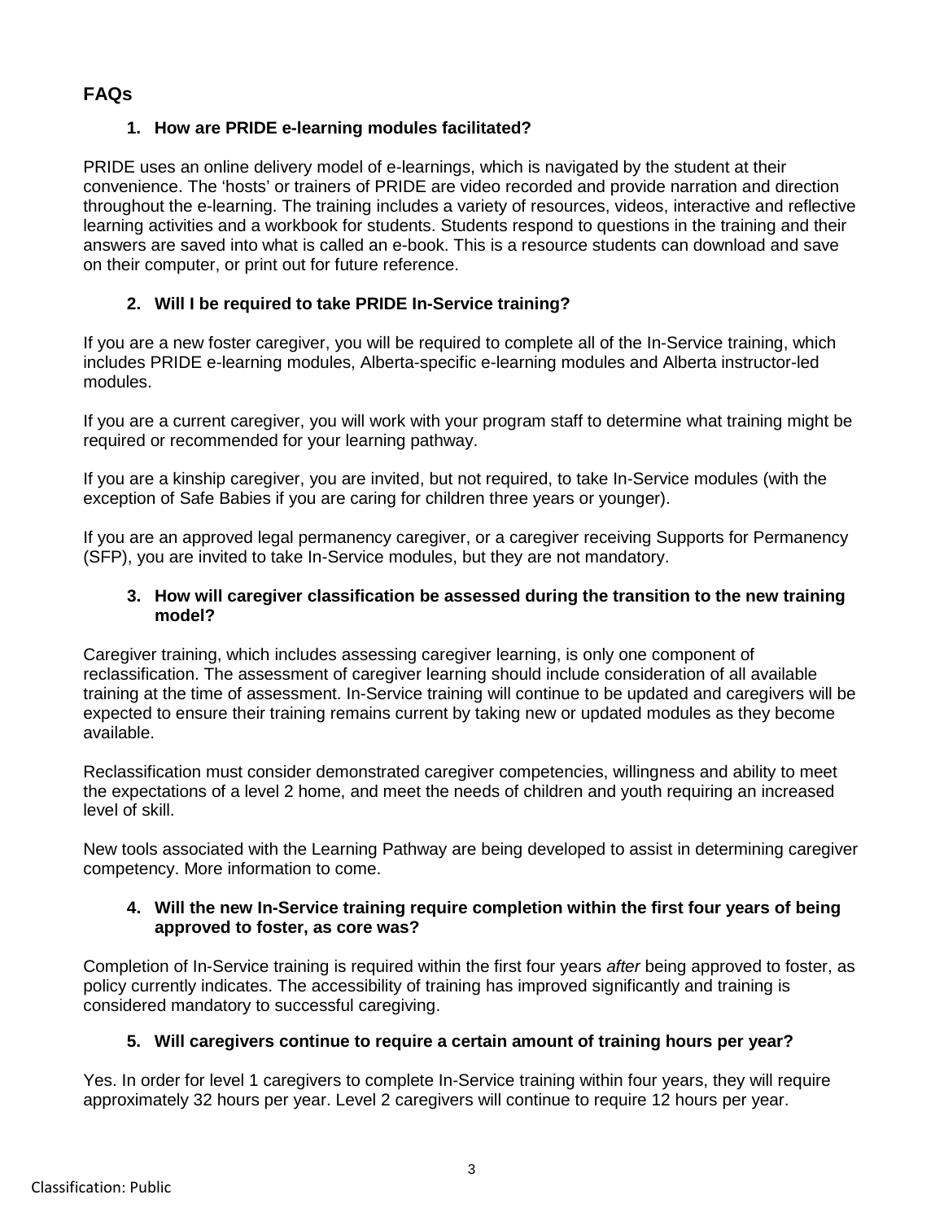## FAQs

### 1. How are PRIDE e-learning modules facilitated?

PRIDE uses an online delivery model of e-learnings, which is navigated by the student at their convenience. The 'hosts' or trainers of PRIDE are video recorded and provide narration and direction throughout the e-learning. The training includes a variety of resources, videos, interactive and reflective learning activities and a workbook for students. Students respond to questions in the training and their answers are saved into what is called an e-book. This is a resource students can download and save on their computer, or print out for future reference.

### 2. Will I be required to take PRIDE In-Service training?

If you are a new foster caregiver, you will be required to complete all of the In-Service training, which includes PRIDE e-learning modules, Alberta-specific e-learning modules and Alberta instructor-led modules.

If you are a current caregiver, you will work with your program staff to determine what training might be required or recommended for your learning pathway.

If you are a kinship caregiver, you are invited, but not required, to take In-Service modules (with the exception of Safe Babies if you are caring for children three years or younger).

If you are an approved legal permanency caregiver, or a caregiver receiving Supports for Permanency (SFP), you are invited to take In-Service modules, but they are not mandatory.

### 3. How will caregiver classification be assessed during the transition to the new training model?

Caregiver training, which includes assessing caregiver learning, is only one component of reclassification. The assessment of caregiver learning should include consideration of all available training at the time of assessment. In-Service training will continue to be updated and caregivers will be expected to ensure their training remains current by taking new or updated modules as they become available.

Reclassification must consider demonstrated caregiver competencies, willingness and ability to meet the expectations of a level 2 home, and meet the needs of children and youth requiring an increased level of skill.

New tools associated with the Learning Pathway are being developed to assist in determining caregiver competency. More information to come.

### 4. Will the new In-Service training require completion within the first four years of being approved to foster, as core was?

Completion of In-Service training is required within the first four years *after* being approved to foster, as policy currently indicates. The accessibility of training has improved significantly and training is considered mandatory to successful caregiving.

### 5. Will caregivers continue to require a certain amount of training hours per year?

Yes. In order for level 1 caregivers to complete In-Service training within four years, they will require approximately 32 hours per year. Level 2 caregivers will continue to require 12 hours per year.

Classification: Public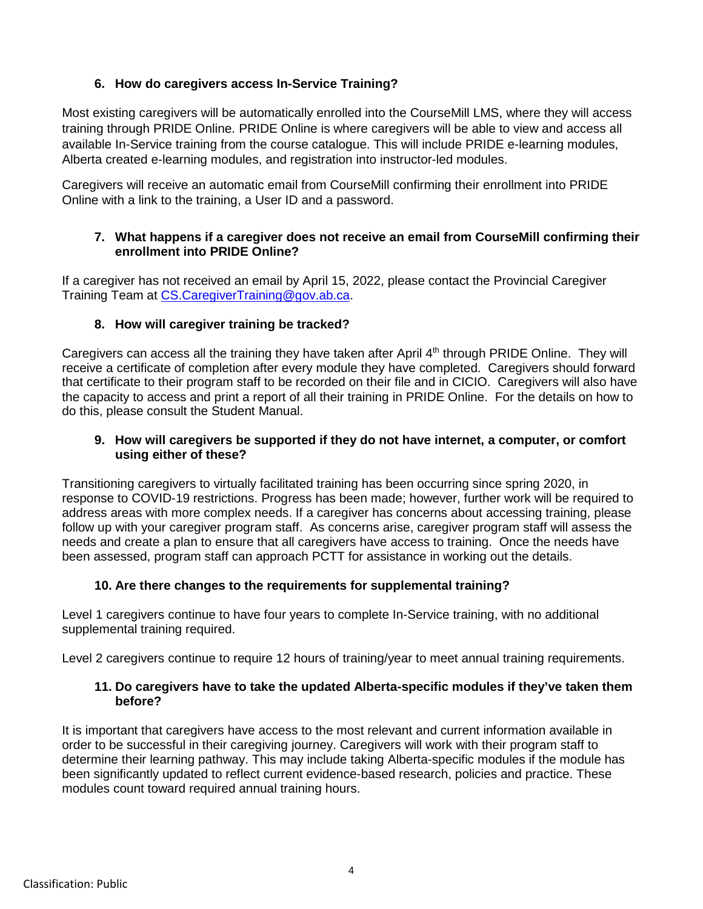### 6. How do caregivers access In-Service Training?

Most existing caregivers will be automatically enrolled into the CourseMill LMS, where they will access training through PRIDE Online. PRIDE Online is where caregivers will be able to view and access all available In-Service training from the course catalogue. This will include PRIDE e-learning modules, Alberta created e-learning modules, and registration into instructor-led modules.

Caregivers will receive an automatic email from CourseMill confirming their enrollment into PRIDE Online with a link to the training, a User ID and a password.

### 7. What happens if a caregiver does not receive an email from CourseMill confirming their enrollment into PRIDE Online?

If a caregiver has not received an email by April 15, 2022, please contact the Provincial Caregiver Training Team at [CS.CaregiverTraining@gov.ab.ca](mailto:CS.CaregiverTraining@gov.ab.ca).

### 8. How will caregiver training be tracked?

Caregivers can access all the training they have taken after April 4th through PRIDE Online. They will receive a certificate of completion after every module they have completed. Caregivers should forward that certificate to their program staff to be recorded on their file and in CICIO. Caregivers will also have the capacity to access and print a report of all their training in PRIDE Online. For the details on how to do this, please consult the Student Manual.

### 9. How will caregivers be supported if they do not have internet, a computer, or comfort using either of these?

Transitioning caregivers to virtually facilitated training has been occurring since spring 2020, in response to COVID-19 restrictions. Progress has been made; however, further work will be required to address areas with more complex needs. If a caregiver has concerns about accessing training, please follow up with your caregiver program staff. As concerns arise, caregiver program staff will assess the needs and create a plan to ensure that all caregivers have access to training. Once the needs have been assessed, program staff can approach PCTT for assistance in working out the details.

### 10. Are there changes to the requirements for supplemental training?

Level 1 caregivers continue to have four years to complete In-Service training, with no additional supplemental training required.

Level 2 caregivers continue to require 12 hours of training/year to meet annual training requirements.

### 11. Do caregivers have to take the updated Alberta-specific modules if they've taken them before?

It is important that caregivers have access to the most relevant and current information available in order to be successful in their caregiving journey. Caregivers will work with their program staff to determine their learning pathway. This may include taking Alberta-specific modules if the module has been significantly updated to reflect current evidence-based research, policies and practice. These modules count toward required annual training hours.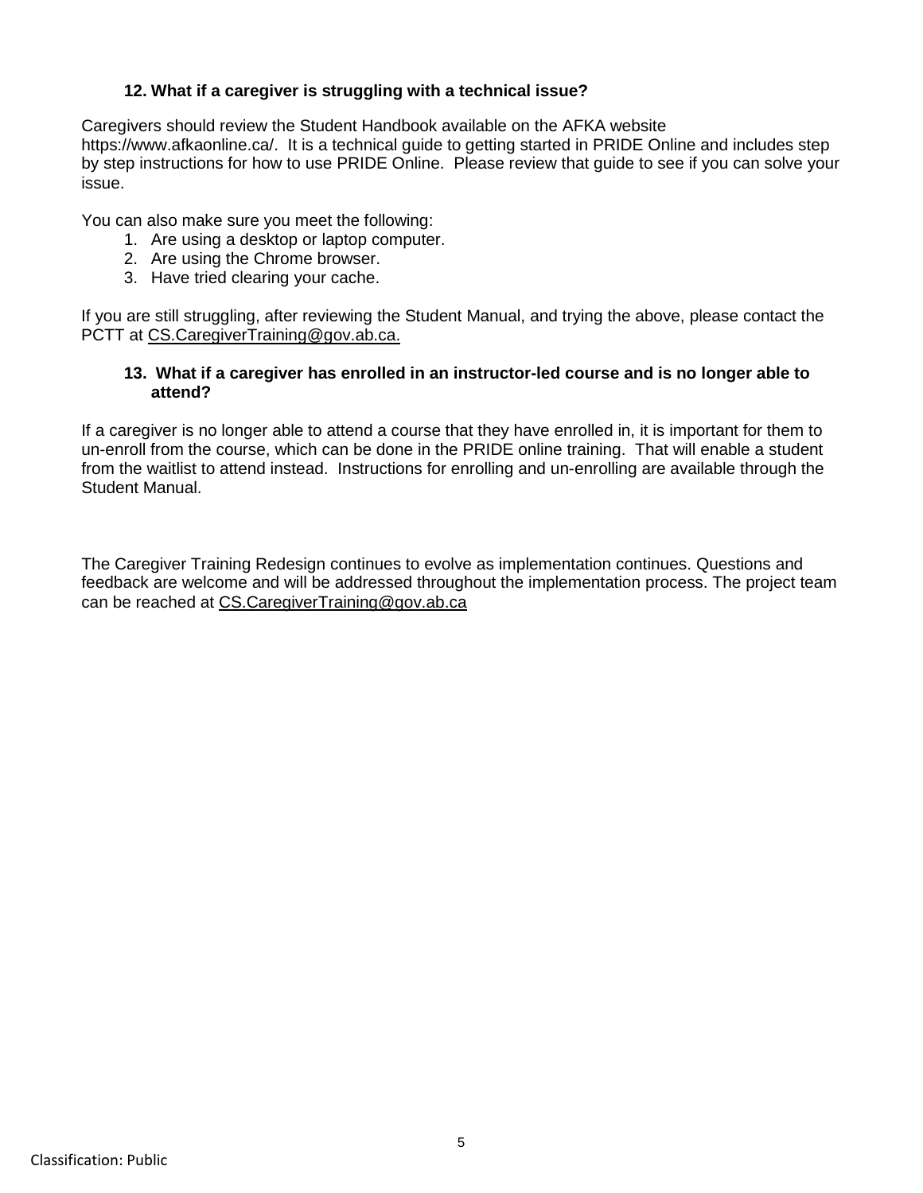### 12. What if a caregiver is struggling with a technical issue?

Caregivers should review the Student Handbook available on the AFKA website https://www.afkaonline.ca/. It is a technical guide to getting started in PRIDE Online and includes step by step instructions for how to use PRIDE Online. Please review that guide to see if you can solve your issue.

You can also make sure you meet the following:

1. Are using a desktop or laptop computer.
2. Are using the Chrome browser.
3. Have tried clearing your cache.

If you are still struggling, after reviewing the Student Manual, and trying the above, please contact the PCTT at CS.CaregiverTraining@gov.ab.ca.

### 13. What if a caregiver has enrolled in an instructor-led course and is no longer able to attend?

If a caregiver is no longer able to attend a course that they have enrolled in, it is important for them to un-enroll from the course, which can be done in the PRIDE online training. That will enable a student from the waitlist to attend instead. Instructions for enrolling and un-enrolling are available through the Student Manual.

The Caregiver Training Redesign continues to evolve as implementation continues. Questions and feedback are welcome and will be addressed throughout the implementation process. The project team can be reached at CS.CaregiverTraining@gov.ab.ca

Classification: Public